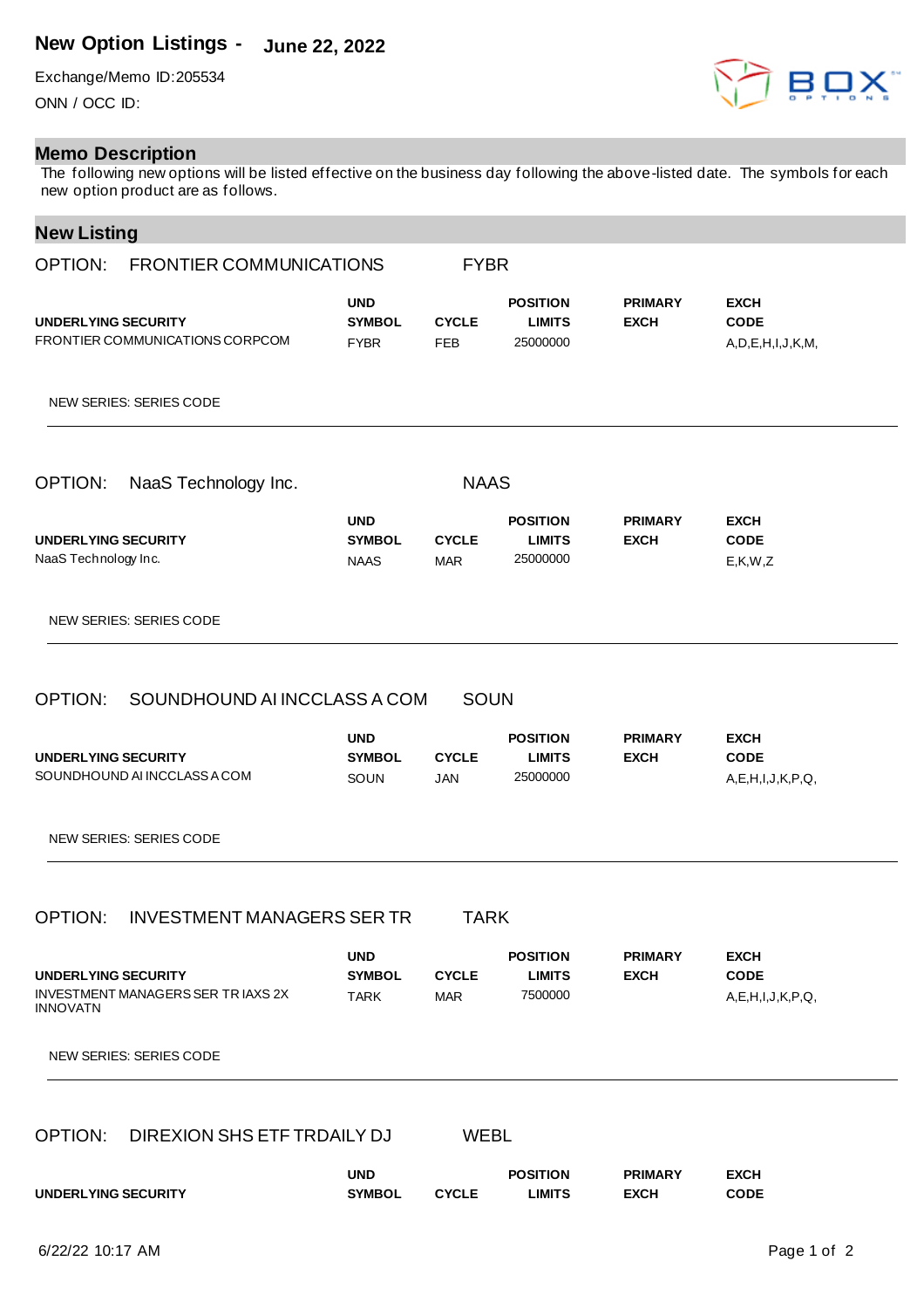# New Option Listings - June 22, 2022

Exchange/Memo ID:205534

ONN / OCC ID:

## Memo Description

The following new options will be listed effective on the business day following the above-listed date. The symbols for each new option product are as follows.

## New Listing

### OPTION: FRONTIER COMMUNICATIONS FYBR

| UNDERLYING SECURITY | UND SYMBOL | CYCLE | POSITION LIMITS | PRIMARY EXCH | EXCH CODE |
|---|---|---|---|---|---|
| FRONTIER COMMUNICATIONS CORPCOM | FYBR | FEB | 25000000 | | A,D,E,H,I,J,K,M, |

NEW SERIES: SERIES CODE

---

### OPTION: NaaS Technology Inc. NAAS

| UNDERLYING SECURITY | UND SYMBOL | CYCLE | POSITION LIMITS | PRIMARY EXCH | EXCH CODE |
|---|---|---|---|---|---|
| NaaS Technology Inc. | NAAS | MAR | 25000000 | | E,K,W,Z |

NEW SERIES: SERIES CODE

---

### OPTION: SOUNDHOUND AI INCCLASS A COM SOUN

| UNDERLYING SECURITY | UND SYMBOL | CYCLE | POSITION LIMITS | PRIMARY EXCH | EXCH CODE |
|---|---|---|---|---|---|
| SOUNDHOUND AI INCCLASS A COM | SOUN | JAN | 25000000 | | A,E,H,I,J,K,P,Q, |

NEW SERIES: SERIES CODE

---

### OPTION: INVESTMENT MANAGERS SER TR TARK

| UNDERLYING SECURITY | UND SYMBOL | CYCLE | POSITION LIMITS | PRIMARY EXCH | EXCH CODE |
|---|---|---|---|---|---|
| INVESTMENT MANAGERS SER TR IAXS 2X INNOVATN | TARK | MAR | 7500000 | | A,E,H,I,J,K,P,Q, |

NEW SERIES: SERIES CODE

---

### OPTION: DIREXION SHS ETF TRDAILY DJ WEBL

| UNDERLYING SECURITY | UND SYMBOL | CYCLE | POSITION LIMITS | PRIMARY EXCH | EXCH CODE |
|---|---|---|---|---|---|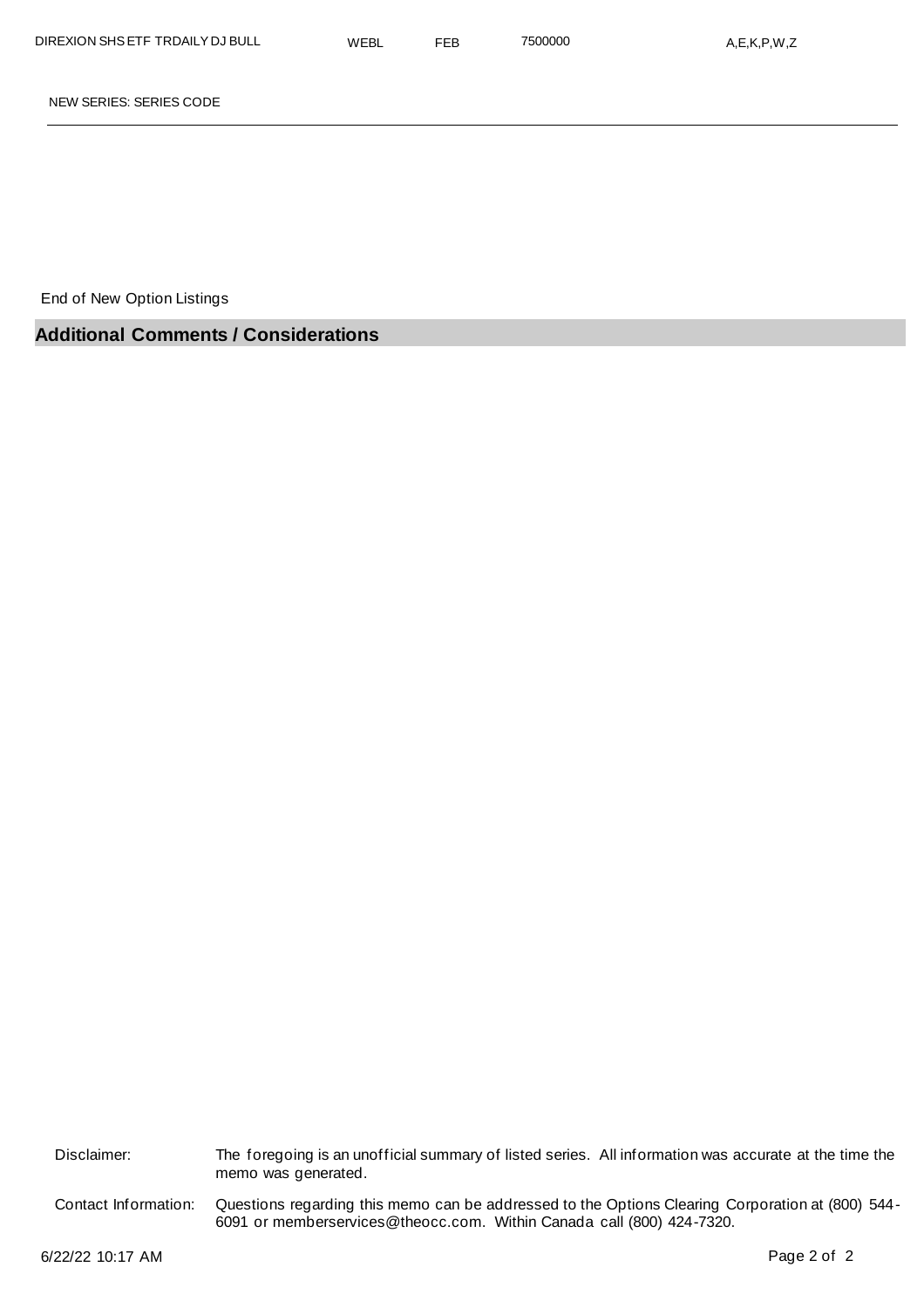| | | | | |
|---|---|---|---|---|
| DIREXION SHS ETF TRDAILY DJ BULL | WEBL | FEB | 7500000 | A,E,K,P,W,Z |

NEW SERIES: SERIES CODE

---

End of New Option Listings

## Additional Comments / Considerations

Disclaimer: The foregoing is an unofficial summary of listed series. All information was accurate at the time the memo was generated.

Contact Information: Questions regarding this memo can be addressed to the Options Clearing Corporation at (800) 544-6091 or memberservices@theocc.com. Within Canada call (800) 424-7320.

6/22/22 10:17 AM